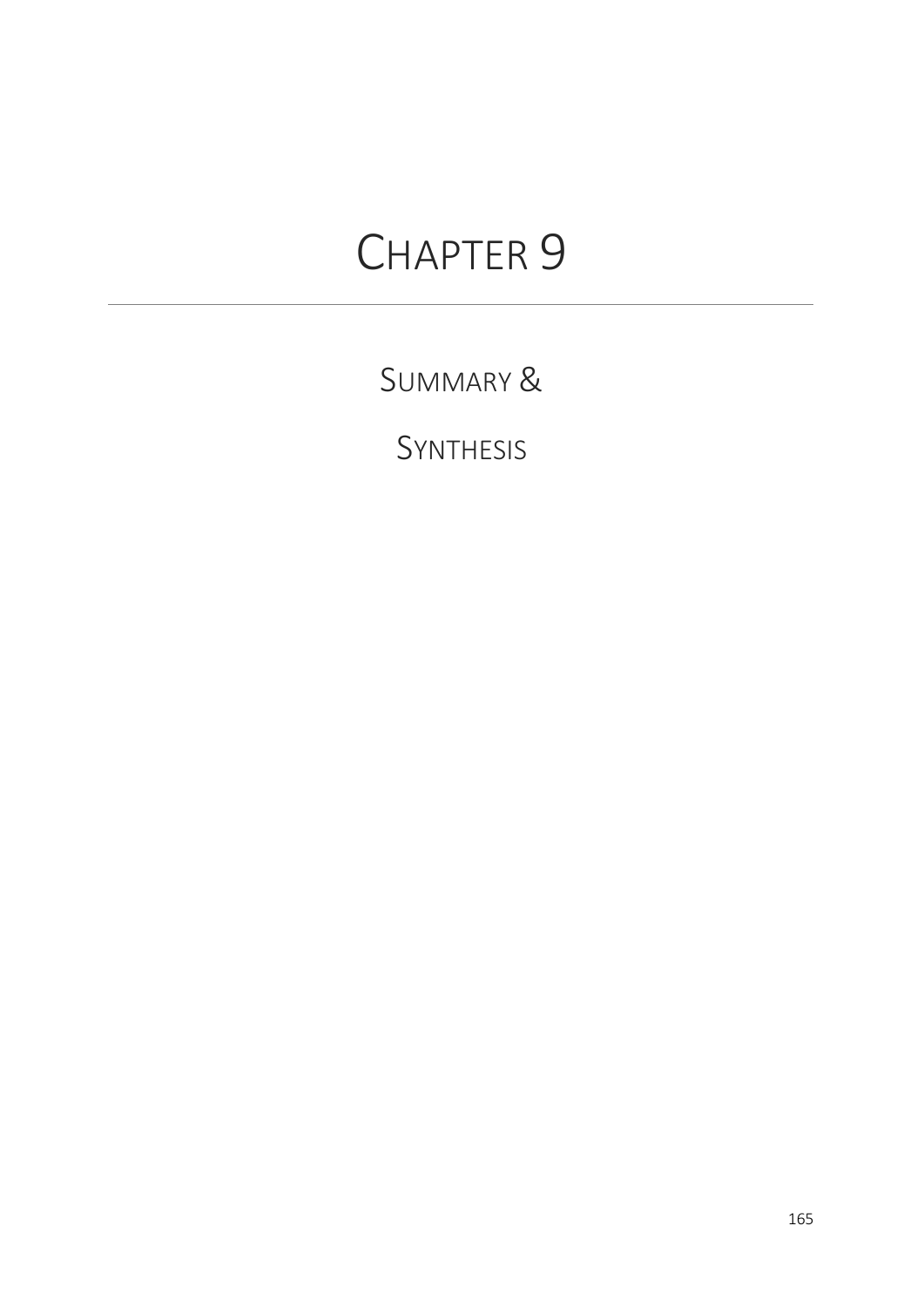# CHAPTER 9

## SUMMARY &

## SYNTHESIS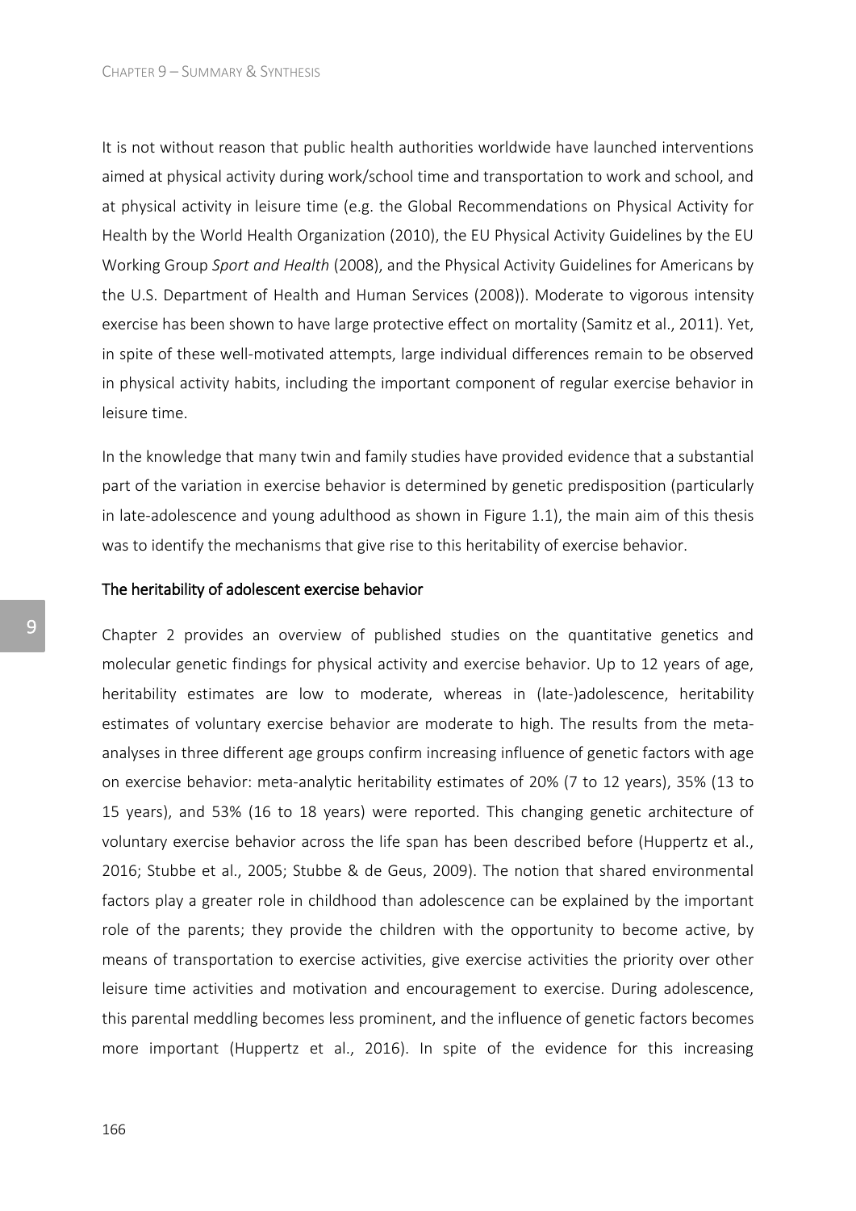It is not without reason that public health authorities worldwide have launched interventions aimed at physical activity during work/school time and transportation to work and school, and at physical activity in leisure time (e.g. the Global Recommendations on Physical Activity for Health by the World Health Organization (2010), the EU Physical Activity Guidelines by the EU Working Group *Sport and Health* (2008), and the Physical Activity Guidelines for Americans by the U.S. Department of Health and Human Services (2008)). Moderate to vigorous intensity exercise has been shown to have large protective effect on mortality (Samitz et al., 2011). Yet, in spite of these well-motivated attempts, large individual differences remain to be observed in physical activity habits, including the important component of regular exercise behavior in leisure time.

In the knowledge that many twin and family studies have provided evidence that a substantial part of the variation in exercise behavior is determined by genetic predisposition (particularly in late-adolescence and young adulthood as shown in Figure 1.1), the main aim of this thesis was to identify the mechanisms that give rise to this heritability of exercise behavior.

## The heritability of adolescent exercise behavior

Chapter 2 provides an overview of published studies on the quantitative genetics and molecular genetic findings for physical activity and exercise behavior. Up to 12 years of age, heritability estimates are low to moderate, whereas in (late-)adolescence, heritability estimates of voluntary exercise behavior are moderate to high. The results from the meta-analyses in three different age groups confirm increasing influence of genetic factors with age on exercise behavior: meta-analytic heritability estimates of 20% (7 to 12 years), 35% (13 to 15 years), and 53% (16 to 18 years) were reported. This changing genetic architecture of voluntary exercise behavior across the life span has been described before (Huppertz et al., 2016; Stubbe et al., 2005; Stubbe & de Geus, 2009). The notion that shared environmental factors play a greater role in childhood than adolescence can be explained by the important role of the parents; they provide the children with the opportunity to become active, by means of transportation to exercise activities, give exercise activities the priority over other leisure time activities and motivation and encouragement to exercise. During adolescence, this parental meddling becomes less prominent, and the influence of genetic factors becomes more important (Huppertz et al., 2016). In spite of the evidence for this increasing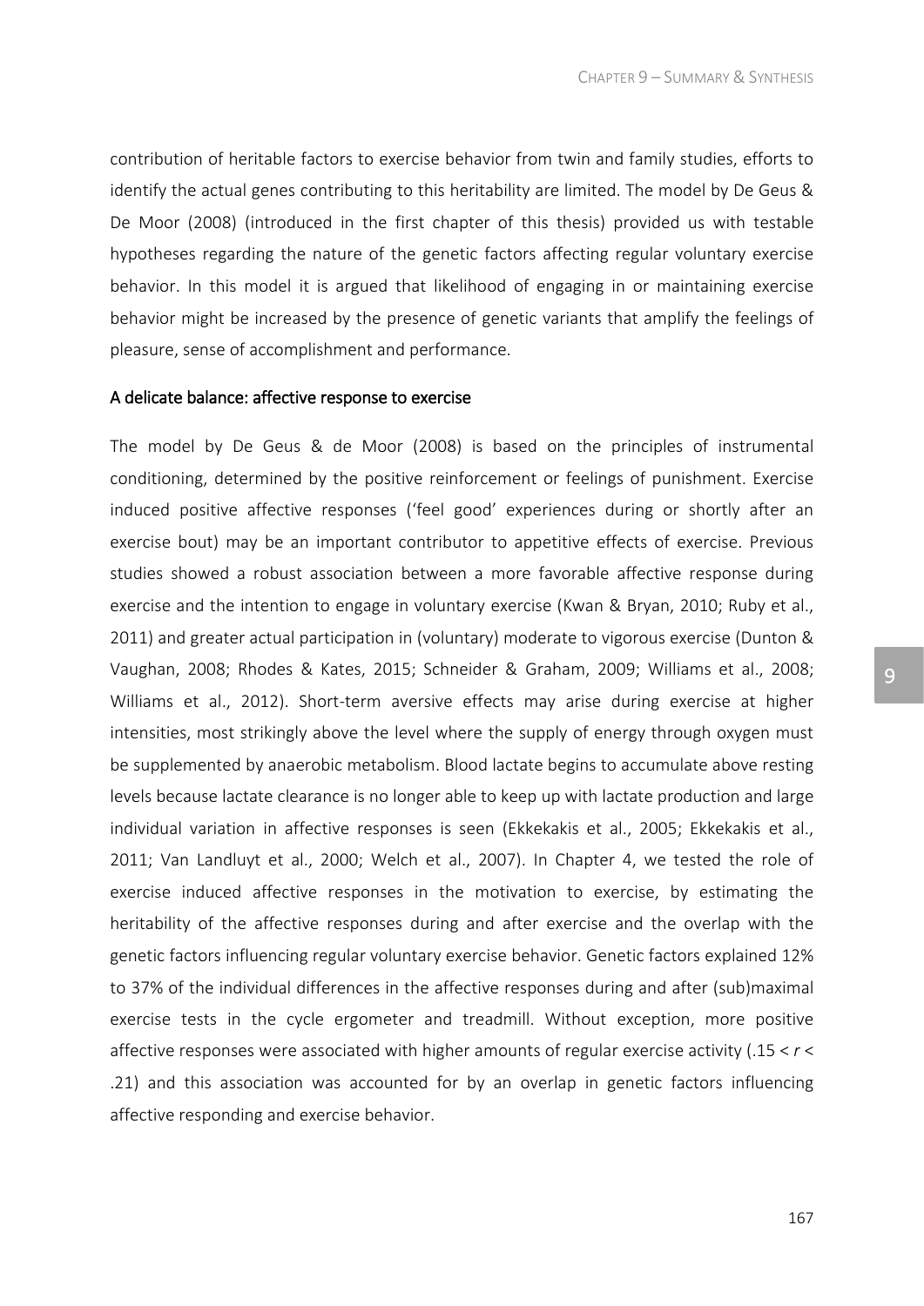contribution of heritable factors to exercise behavior from twin and family studies, efforts to identify the actual genes contributing to this heritability are limited. The model by De Geus & De Moor (2008) (introduced in the first chapter of this thesis) provided us with testable hypotheses regarding the nature of the genetic factors affecting regular voluntary exercise behavior. In this model it is argued that likelihood of engaging in or maintaining exercise behavior might be increased by the presence of genetic variants that amplify the feelings of pleasure, sense of accomplishment and performance.

## A delicate balance: affective response to exercise

The model by De Geus & de Moor (2008) is based on the principles of instrumental conditioning, determined by the positive reinforcement or feelings of punishment. Exercise induced positive affective responses ('feel good' experiences during or shortly after an exercise bout) may be an important contributor to appetitive effects of exercise. Previous studies showed a robust association between a more favorable affective response during exercise and the intention to engage in voluntary exercise (Kwan & Bryan, 2010; Ruby et al., 2011) and greater actual participation in (voluntary) moderate to vigorous exercise (Dunton & Vaughan, 2008; Rhodes & Kates, 2015; Schneider & Graham, 2009; Williams et al., 2008; Williams et al., 2012). Short-term aversive effects may arise during exercise at higher intensities, most strikingly above the level where the supply of energy through oxygen must be supplemented by anaerobic metabolism. Blood lactate begins to accumulate above resting levels because lactate clearance is no longer able to keep up with lactate production and large individual variation in affective responses is seen (Ekkekakis et al., 2005; Ekkekakis et al., 2011; Van Landluyt et al., 2000; Welch et al., 2007). In Chapter 4, we tested the role of exercise induced affective responses in the motivation to exercise, by estimating the heritability of the affective responses during and after exercise and the overlap with the genetic factors influencing regular voluntary exercise behavior. Genetic factors explained 12% to 37% of the individual differences in the affective responses during and after (sub)maximal exercise tests in the cycle ergometer and treadmill. Without exception, more positive affective responses were associated with higher amounts of regular exercise activity ($.15 < r < .21$) and this association was accounted for by an overlap in genetic factors influencing affective responding and exercise behavior.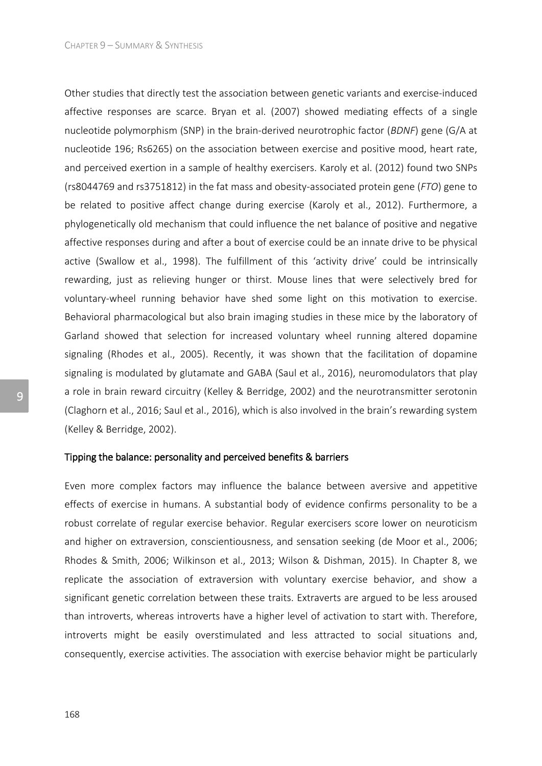Other studies that directly test the association between genetic variants and exercise-induced affective responses are scarce. Bryan et al. (2007) showed mediating effects of a single nucleotide polymorphism (SNP) in the brain-derived neurotrophic factor (*BDNF*) gene (G/A at nucleotide 196; Rs6265) on the association between exercise and positive mood, heart rate, and perceived exertion in a sample of healthy exercisers. Karoly et al. (2012) found two SNPs (rs8044769 and rs3751812) in the fat mass and obesity-associated protein gene (*FTO*) gene to be related to positive affect change during exercise (Karoly et al., 2012). Furthermore, a phylogenetically old mechanism that could influence the net balance of positive and negative affective responses during and after a bout of exercise could be an innate drive to be physical active (Swallow et al., 1998). The fulfillment of this 'activity drive' could be intrinsically rewarding, just as relieving hunger or thirst. Mouse lines that were selectively bred for voluntary-wheel running behavior have shed some light on this motivation to exercise. Behavioral pharmacological but also brain imaging studies in these mice by the laboratory of Garland showed that selection for increased voluntary wheel running altered dopamine signaling (Rhodes et al., 2005). Recently, it was shown that the facilitation of dopamine signaling is modulated by glutamate and GABA (Saul et al., 2016), neuromodulators that play a role in brain reward circuitry (Kelley & Berridge, 2002) and the neurotransmitter serotonin (Claghorn et al., 2016; Saul et al., 2016), which is also involved in the brain's rewarding system (Kelley & Berridge, 2002).

### Tipping the balance: personality and perceived benefits & barriers

Even more complex factors may influence the balance between aversive and appetitive effects of exercise in humans. A substantial body of evidence confirms personality to be a robust correlate of regular exercise behavior. Regular exercisers score lower on neuroticism and higher on extraversion, conscientiousness, and sensation seeking (de Moor et al., 2006; Rhodes & Smith, 2006; Wilkinson et al., 2013; Wilson & Dishman, 2015). In Chapter 8, we replicate the association of extraversion with voluntary exercise behavior, and show a significant genetic correlation between these traits. Extraverts are argued to be less aroused than introverts, whereas introverts have a higher level of activation to start with. Therefore, introverts might be easily overstimulated and less attracted to social situations and, consequently, exercise activities. The association with exercise behavior might be particularly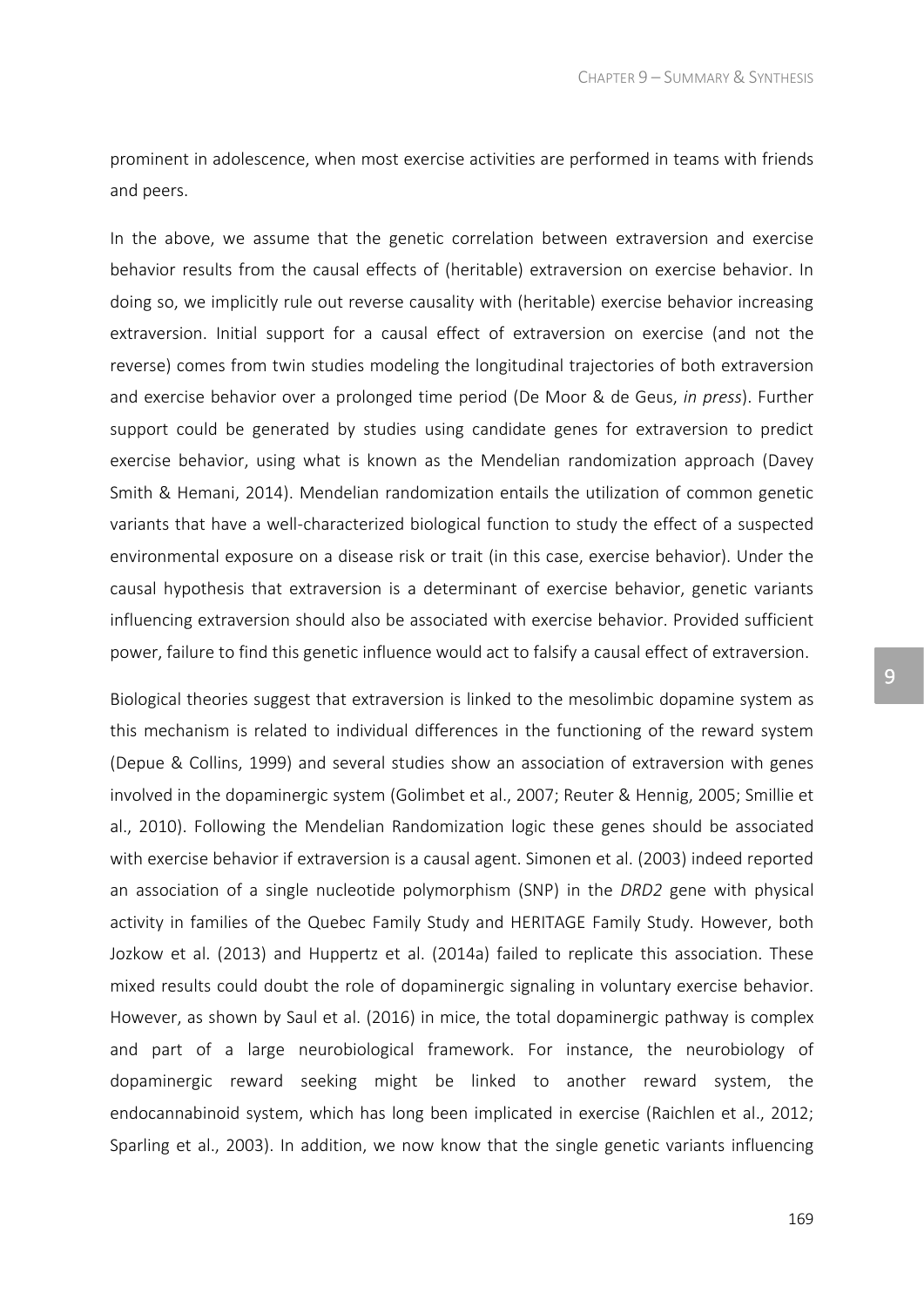prominent in adolescence, when most exercise activities are performed in teams with friends and peers.

In the above, we assume that the genetic correlation between extraversion and exercise behavior results from the causal effects of (heritable) extraversion on exercise behavior. In doing so, we implicitly rule out reverse causality with (heritable) exercise behavior increasing extraversion. Initial support for a causal effect of extraversion on exercise (and not the reverse) comes from twin studies modeling the longitudinal trajectories of both extraversion and exercise behavior over a prolonged time period (De Moor & de Geus, *in press*). Further support could be generated by studies using candidate genes for extraversion to predict exercise behavior, using what is known as the Mendelian randomization approach (Davey Smith & Hemani, 2014). Mendelian randomization entails the utilization of common genetic variants that have a well-characterized biological function to study the effect of a suspected environmental exposure on a disease risk or trait (in this case, exercise behavior). Under the causal hypothesis that extraversion is a determinant of exercise behavior, genetic variants influencing extraversion should also be associated with exercise behavior. Provided sufficient power, failure to find this genetic influence would act to falsify a causal effect of extraversion.

Biological theories suggest that extraversion is linked to the mesolimbic dopamine system as this mechanism is related to individual differences in the functioning of the reward system (Depue & Collins, 1999) and several studies show an association of extraversion with genes involved in the dopaminergic system (Golimbet et al., 2007; Reuter & Hennig, 2005; Smillie et al., 2010). Following the Mendelian Randomization logic these genes should be associated with exercise behavior if extraversion is a causal agent. Simonen et al. (2003) indeed reported an association of a single nucleotide polymorphism (SNP) in the *DRD2* gene with physical activity in families of the Quebec Family Study and HERITAGE Family Study. However, both Jozkow et al. (2013) and Huppertz et al. (2014a) failed to replicate this association. These mixed results could doubt the role of dopaminergic signaling in voluntary exercise behavior. However, as shown by Saul et al. (2016) in mice, the total dopaminergic pathway is complex and part of a large neurobiological framework. For instance, the neurobiology of dopaminergic reward seeking might be linked to another reward system, the endocannabinoid system, which has long been implicated in exercise (Raichlen et al., 2012; Sparling et al., 2003). In addition, we now know that the single genetic variants influencing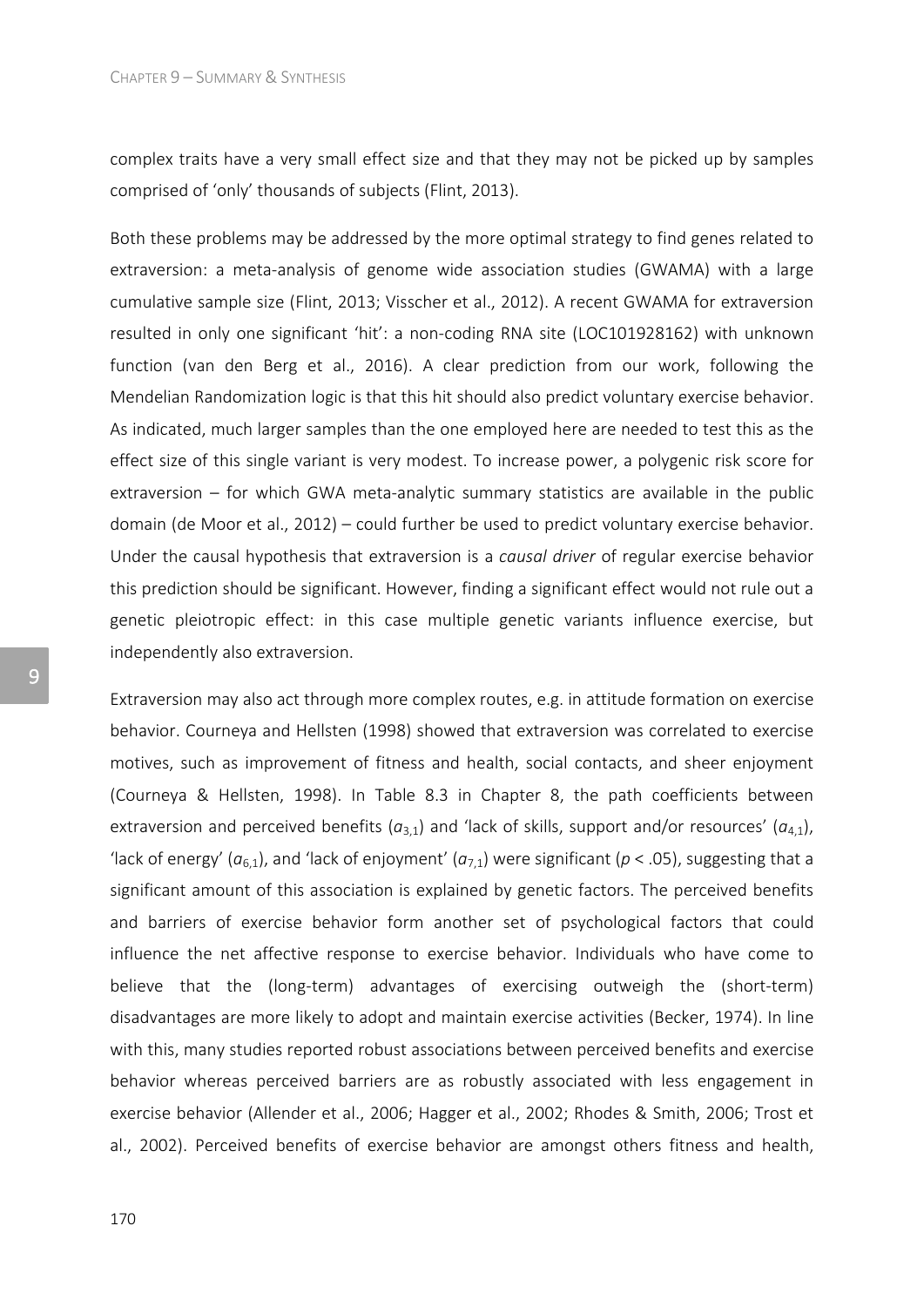complex traits have a very small effect size and that they may not be picked up by samples comprised of 'only' thousands of subjects (Flint, 2013).

Both these problems may be addressed by the more optimal strategy to find genes related to extraversion: a meta-analysis of genome wide association studies (GWAMA) with a large cumulative sample size (Flint, 2013; Visscher et al., 2012). A recent GWAMA for extraversion resulted in only one significant 'hit': a non-coding RNA site (LOC101928162) with unknown function (van den Berg et al., 2016). A clear prediction from our work, following the Mendelian Randomization logic is that this hit should also predict voluntary exercise behavior. As indicated, much larger samples than the one employed here are needed to test this as the effect size of this single variant is very modest. To increase power, a polygenic risk score for extraversion – for which GWA meta-analytic summary statistics are available in the public domain (de Moor et al., 2012) – could further be used to predict voluntary exercise behavior. Under the causal hypothesis that extraversion is a *causal driver* of regular exercise behavior this prediction should be significant. However, finding a significant effect would not rule out a genetic pleiotropic effect: in this case multiple genetic variants influence exercise, but independently also extraversion.

Extraversion may also act through more complex routes, e.g. in attitude formation on exercise behavior. Courneya and Hellsten (1998) showed that extraversion was correlated to exercise motives, such as improvement of fitness and health, social contacts, and sheer enjoyment (Courneya & Hellsten, 1998). In Table 8.3 in Chapter 8, the path coefficients between extraversion and perceived benefits ($a_{3,1}$) and 'lack of skills, support and/or resources' ($a_{4,1}$), 'lack of energy' ($a_{6,1}$), and 'lack of enjoyment' ($a_{7,1}$) were significant ($p < .05$), suggesting that a significant amount of this association is explained by genetic factors. The perceived benefits and barriers of exercise behavior form another set of psychological factors that could influence the net affective response to exercise behavior. Individuals who have come to believe that the (long-term) advantages of exercising outweigh the (short-term) disadvantages are more likely to adopt and maintain exercise activities (Becker, 1974). In line with this, many studies reported robust associations between perceived benefits and exercise behavior whereas perceived barriers are as robustly associated with less engagement in exercise behavior (Allender et al., 2006; Hagger et al., 2002; Rhodes & Smith, 2006; Trost et al., 2002). Perceived benefits of exercise behavior are amongst others fitness and health,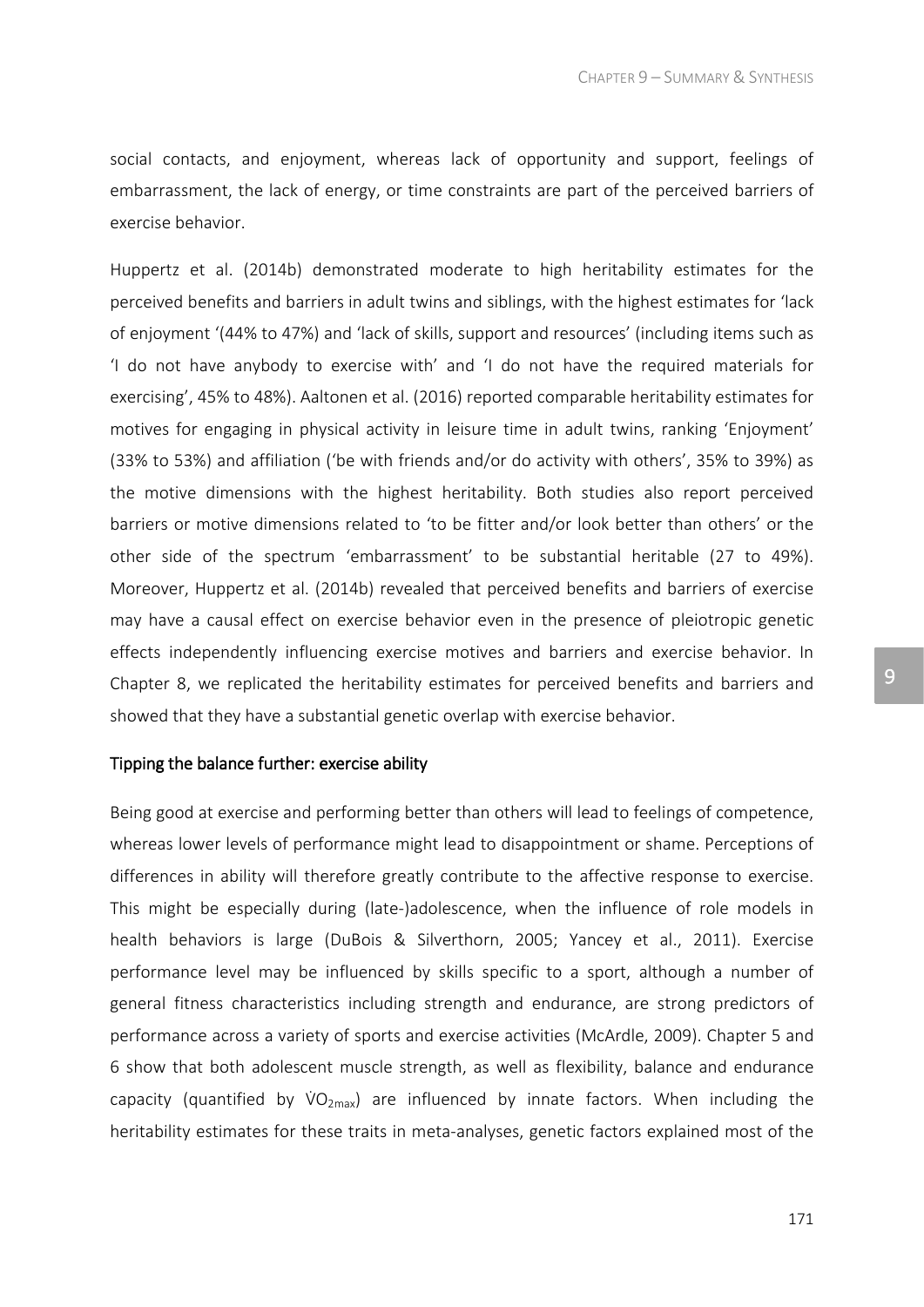social contacts, and enjoyment, whereas lack of opportunity and support, feelings of embarrassment, the lack of energy, or time constraints are part of the perceived barriers of exercise behavior.

Huppertz et al. (2014b) demonstrated moderate to high heritability estimates for the perceived benefits and barriers in adult twins and siblings, with the highest estimates for 'lack of enjoyment '(44% to 47%) and 'lack of skills, support and resources' (including items such as 'I do not have anybody to exercise with' and 'I do not have the required materials for exercising', 45% to 48%). Aaltonen et al. (2016) reported comparable heritability estimates for motives for engaging in physical activity in leisure time in adult twins, ranking 'Enjoyment' (33% to 53%) and affiliation ('be with friends and/or do activity with others', 35% to 39%) as the motive dimensions with the highest heritability. Both studies also report perceived barriers or motive dimensions related to 'to be fitter and/or look better than others' or the other side of the spectrum 'embarrassment' to be substantial heritable (27 to 49%). Moreover, Huppertz et al. (2014b) revealed that perceived benefits and barriers of exercise may have a causal effect on exercise behavior even in the presence of pleiotropic genetic effects independently influencing exercise motives and barriers and exercise behavior. In Chapter 8, we replicated the heritability estimates for perceived benefits and barriers and showed that they have a substantial genetic overlap with exercise behavior.

### Tipping the balance further: exercise ability

Being good at exercise and performing better than others will lead to feelings of competence, whereas lower levels of performance might lead to disappointment or shame. Perceptions of differences in ability will therefore greatly contribute to the affective response to exercise. This might be especially during (late-)adolescence, when the influence of role models in health behaviors is large (DuBois & Silverthorn, 2005; Yancey et al., 2011). Exercise performance level may be influenced by skills specific to a sport, although a number of general fitness characteristics including strength and endurance, are strong predictors of performance across a variety of sports and exercise activities (McArdle, 2009). Chapter 5 and 6 show that both adolescent muscle strength, as well as flexibility, balance and endurance capacity (quantified by $\dot{V}O_{2max}$) are influenced by innate factors. When including the heritability estimates for these traits in meta-analyses, genetic factors explained most of the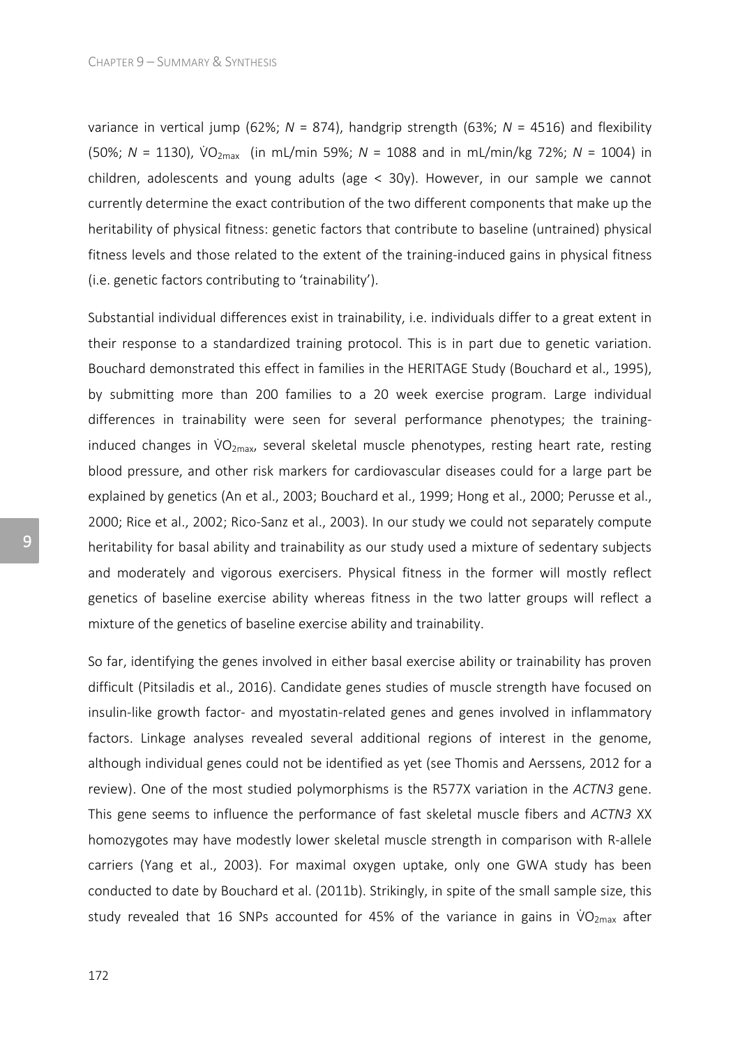variance in vertical jump (62%; *N* = 874), handgrip strength (63%; *N* = 4516) and flexibility (50%; *N* = 1130), $\dot{V}O_{2max}$ (in mL/min 59%; *N* = 1088 and in mL/min/kg 72%; *N* = 1004) in children, adolescents and young adults (age < 30y). However, in our sample we cannot currently determine the exact contribution of the two different components that make up the heritability of physical fitness: genetic factors that contribute to baseline (untrained) physical fitness levels and those related to the extent of the training-induced gains in physical fitness (i.e. genetic factors contributing to 'trainability').

Substantial individual differences exist in trainability, i.e. individuals differ to a great extent in their response to a standardized training protocol. This is in part due to genetic variation. Bouchard demonstrated this effect in families in the HERITAGE Study (Bouchard et al., 1995), by submitting more than 200 families to a 20 week exercise program. Large individual differences in trainability were seen for several performance phenotypes; the training-induced changes in $\dot{V}O_{2max}$, several skeletal muscle phenotypes, resting heart rate, resting blood pressure, and other risk markers for cardiovascular diseases could for a large part be explained by genetics (An et al., 2003; Bouchard et al., 1999; Hong et al., 2000; Perusse et al., 2000; Rice et al., 2002; Rico-Sanz et al., 2003). In our study we could not separately compute heritability for basal ability and trainability as our study used a mixture of sedentary subjects and moderately and vigorous exercisers. Physical fitness in the former will mostly reflect genetics of baseline exercise ability whereas fitness in the two latter groups will reflect a mixture of the genetics of baseline exercise ability and trainability.

So far, identifying the genes involved in either basal exercise ability or trainability has proven difficult (Pitsiladis et al., 2016). Candidate genes studies of muscle strength have focused on insulin-like growth factor- and myostatin-related genes and genes involved in inflammatory factors. Linkage analyses revealed several additional regions of interest in the genome, although individual genes could not be identified as yet (see Thomis and Aerssens, 2012 for a review). One of the most studied polymorphisms is the R577X variation in the *ACTN3* gene. This gene seems to influence the performance of fast skeletal muscle fibers and *ACTN3* XX homozygotes may have modestly lower skeletal muscle strength in comparison with R-allele carriers (Yang et al., 2003). For maximal oxygen uptake, only one GWA study has been conducted to date by Bouchard et al. (2011b). Strikingly, in spite of the small sample size, this study revealed that 16 SNPs accounted for 45% of the variance in gains in $\dot{V}O_{2max}$ after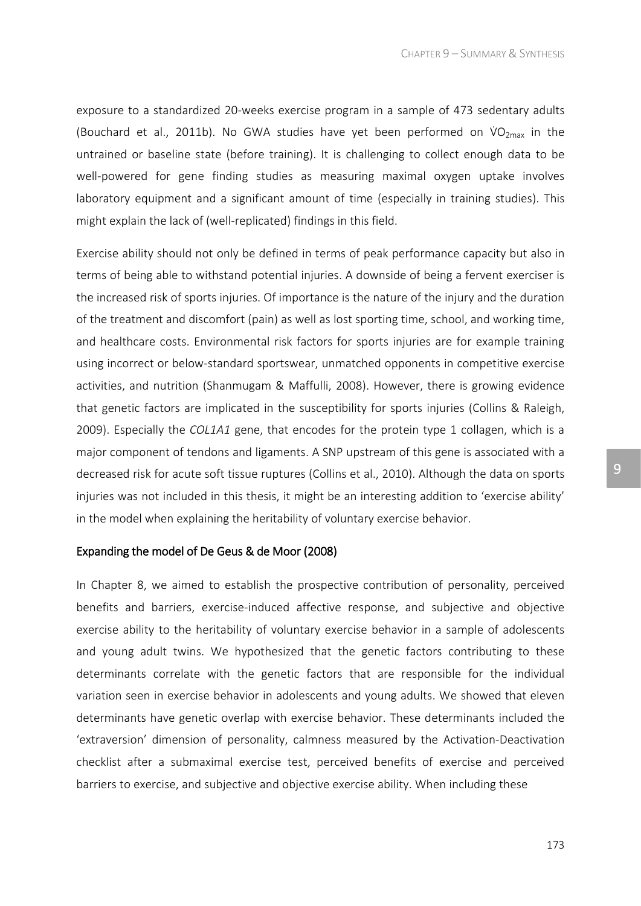exposure to a standardized 20-weeks exercise program in a sample of 473 sedentary adults (Bouchard et al., 2011b). No GWA studies have yet been performed on $\dot{V}O_{2max}$ in the untrained or baseline state (before training). It is challenging to collect enough data to be well-powered for gene finding studies as measuring maximal oxygen uptake involves laboratory equipment and a significant amount of time (especially in training studies). This might explain the lack of (well-replicated) findings in this field.

Exercise ability should not only be defined in terms of peak performance capacity but also in terms of being able to withstand potential injuries. A downside of being a fervent exerciser is the increased risk of sports injuries. Of importance is the nature of the injury and the duration of the treatment and discomfort (pain) as well as lost sporting time, school, and working time, and healthcare costs. Environmental risk factors for sports injuries are for example training using incorrect or below-standard sportswear, unmatched opponents in competitive exercise activities, and nutrition (Shanmugam & Maffulli, 2008). However, there is growing evidence that genetic factors are implicated in the susceptibility for sports injuries (Collins & Raleigh, 2009). Especially the *COL1A1* gene, that encodes for the protein type 1 collagen, which is a major component of tendons and ligaments. A SNP upstream of this gene is associated with a decreased risk for acute soft tissue ruptures (Collins et al., 2010). Although the data on sports injuries was not included in this thesis, it might be an interesting addition to 'exercise ability' in the model when explaining the heritability of voluntary exercise behavior.

### Expanding the model of De Geus & de Moor (2008)

In Chapter 8, we aimed to establish the prospective contribution of personality, perceived benefits and barriers, exercise-induced affective response, and subjective and objective exercise ability to the heritability of voluntary exercise behavior in a sample of adolescents and young adult twins. We hypothesized that the genetic factors contributing to these determinants correlate with the genetic factors that are responsible for the individual variation seen in exercise behavior in adolescents and young adults. We showed that eleven determinants have genetic overlap with exercise behavior. These determinants included the 'extraversion' dimension of personality, calmness measured by the Activation-Deactivation checklist after a submaximal exercise test, perceived benefits of exercise and perceived barriers to exercise, and subjective and objective exercise ability. When including these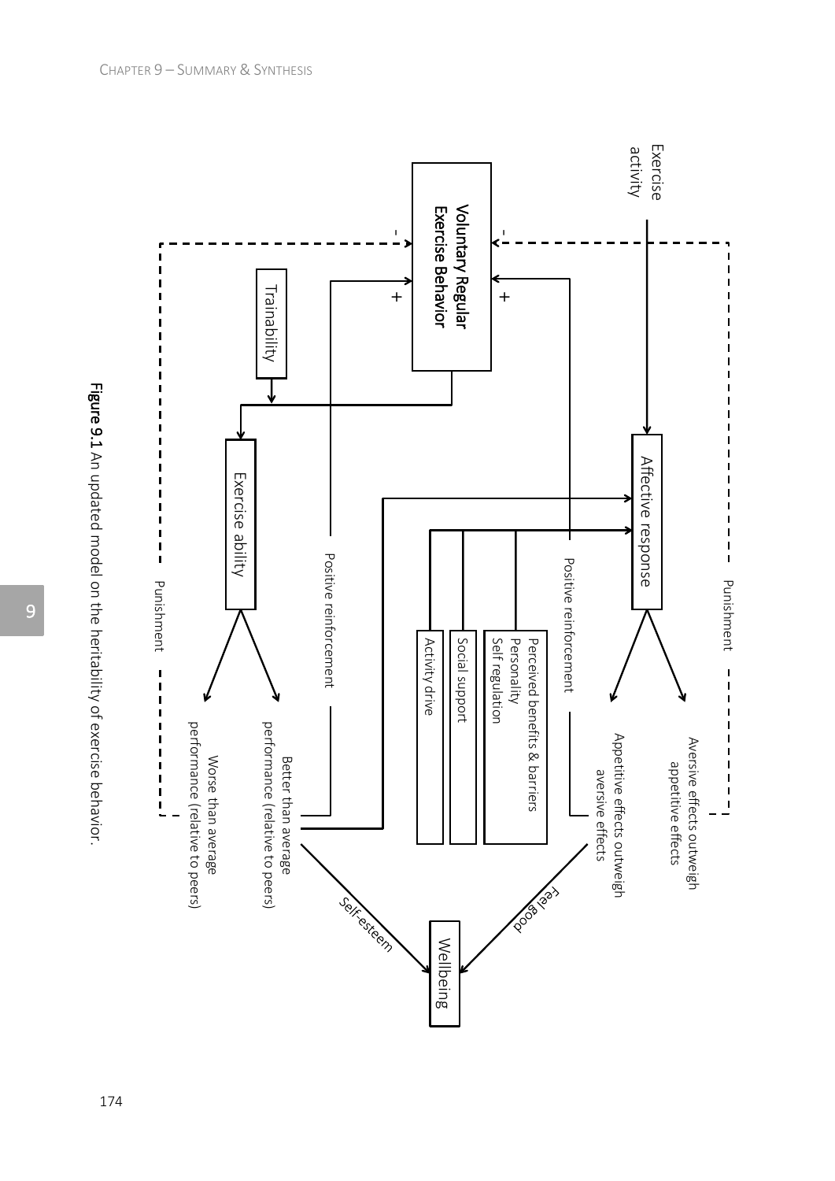Exercise activity

Voluntary Regular Exercise Behavior

Affective response

Trainability

Exercise ability

Positive reinforcement

Positive reinforcement

Punishment

Punishment

Perceived benefits & barriers
Personality
Self regulation

Social support

Activity drive

Aversive effects outweigh appetitive effects

Appetitive effects outweigh aversive effects

Better than average performance (relative to peers)

Worse than average performance (relative to peers)

Feel good

Self-esteem

Wellbeing

+

+

-

-

**Figure 9.1** An updated model on the heritability of exercise behavior.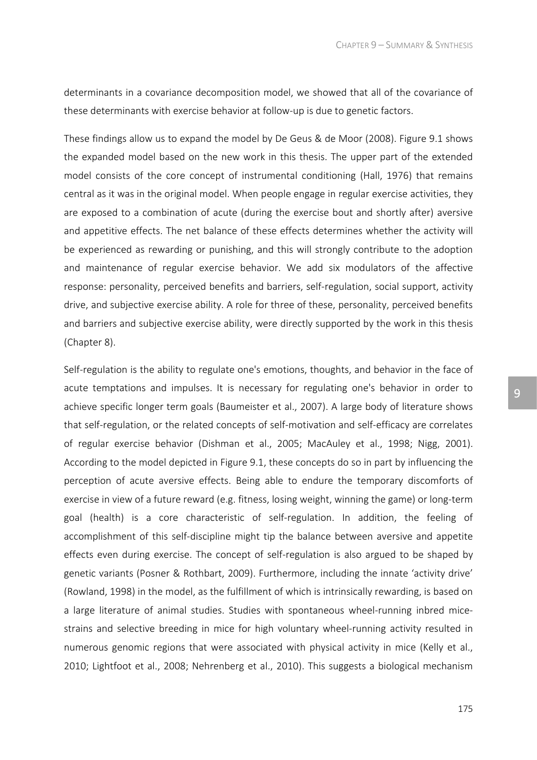determinants in a covariance decomposition model, we showed that all of the covariance of these determinants with exercise behavior at follow-up is due to genetic factors.

These findings allow us to expand the model by De Geus & de Moor (2008). Figure 9.1 shows the expanded model based on the new work in this thesis. The upper part of the extended model consists of the core concept of instrumental conditioning (Hall, 1976) that remains central as it was in the original model. When people engage in regular exercise activities, they are exposed to a combination of acute (during the exercise bout and shortly after) aversive and appetitive effects. The net balance of these effects determines whether the activity will be experienced as rewarding or punishing, and this will strongly contribute to the adoption and maintenance of regular exercise behavior. We add six modulators of the affective response: personality, perceived benefits and barriers, self-regulation, social support, activity drive, and subjective exercise ability. A role for three of these, personality, perceived benefits and barriers and subjective exercise ability, were directly supported by the work in this thesis (Chapter 8).

Self-regulation is the ability to regulate one's emotions, thoughts, and behavior in the face of acute temptations and impulses. It is necessary for regulating one's behavior in order to achieve specific longer term goals (Baumeister et al., 2007). A large body of literature shows that self-regulation, or the related concepts of self-motivation and self-efficacy are correlates of regular exercise behavior (Dishman et al., 2005; MacAuley et al., 1998; Nigg, 2001). According to the model depicted in Figure 9.1, these concepts do so in part by influencing the perception of acute aversive effects. Being able to endure the temporary discomforts of exercise in view of a future reward (e.g. fitness, losing weight, winning the game) or long-term goal (health) is a core characteristic of self-regulation. In addition, the feeling of accomplishment of this self-discipline might tip the balance between aversive and appetite effects even during exercise. The concept of self-regulation is also argued to be shaped by genetic variants (Posner & Rothbart, 2009). Furthermore, including the innate 'activity drive' (Rowland, 1998) in the model, as the fulfillment of which is intrinsically rewarding, is based on a large literature of animal studies. Studies with spontaneous wheel-running inbred mice-strains and selective breeding in mice for high voluntary wheel-running activity resulted in numerous genomic regions that were associated with physical activity in mice (Kelly et al., 2010; Lightfoot et al., 2008; Nehrenberg et al., 2010). This suggests a biological mechanism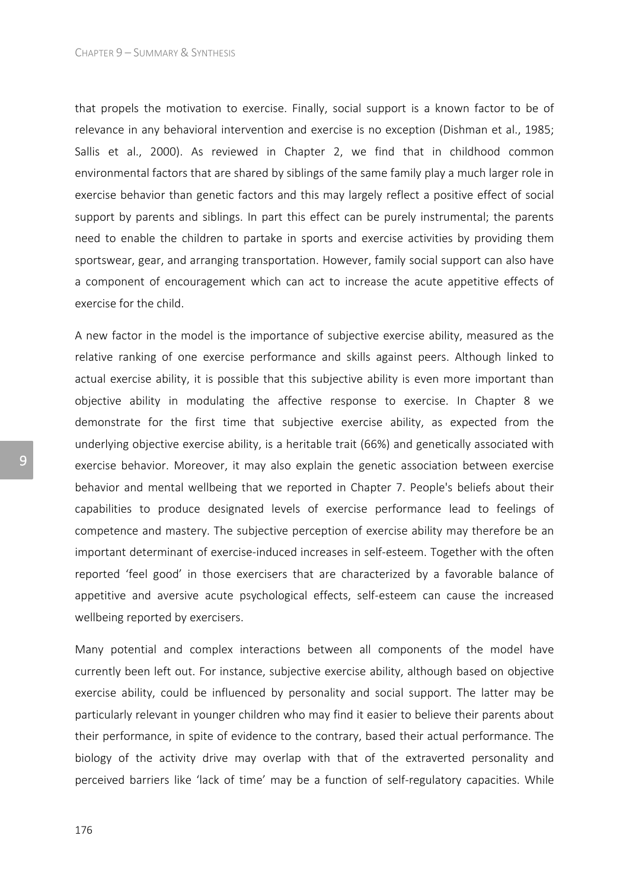that propels the motivation to exercise. Finally, social support is a known factor to be of relevance in any behavioral intervention and exercise is no exception (Dishman et al., 1985; Sallis et al., 2000). As reviewed in Chapter 2, we find that in childhood common environmental factors that are shared by siblings of the same family play a much larger role in exercise behavior than genetic factors and this may largely reflect a positive effect of social support by parents and siblings. In part this effect can be purely instrumental; the parents need to enable the children to partake in sports and exercise activities by providing them sportswear, gear, and arranging transportation. However, family social support can also have a component of encouragement which can act to increase the acute appetitive effects of exercise for the child.

A new factor in the model is the importance of subjective exercise ability, measured as the relative ranking of one exercise performance and skills against peers. Although linked to actual exercise ability, it is possible that this subjective ability is even more important than objective ability in modulating the affective response to exercise. In Chapter 8 we demonstrate for the first time that subjective exercise ability, as expected from the underlying objective exercise ability, is a heritable trait (66%) and genetically associated with exercise behavior. Moreover, it may also explain the genetic association between exercise behavior and mental wellbeing that we reported in Chapter 7. People's beliefs about their capabilities to produce designated levels of exercise performance lead to feelings of competence and mastery. The subjective perception of exercise ability may therefore be an important determinant of exercise-induced increases in self-esteem. Together with the often reported 'feel good' in those exercisers that are characterized by a favorable balance of appetitive and aversive acute psychological effects, self-esteem can cause the increased wellbeing reported by exercisers.

Many potential and complex interactions between all components of the model have currently been left out. For instance, subjective exercise ability, although based on objective exercise ability, could be influenced by personality and social support. The latter may be particularly relevant in younger children who may find it easier to believe their parents about their performance, in spite of evidence to the contrary, based their actual performance. The biology of the activity drive may overlap with that of the extraverted personality and perceived barriers like 'lack of time' may be a function of self-regulatory capacities. While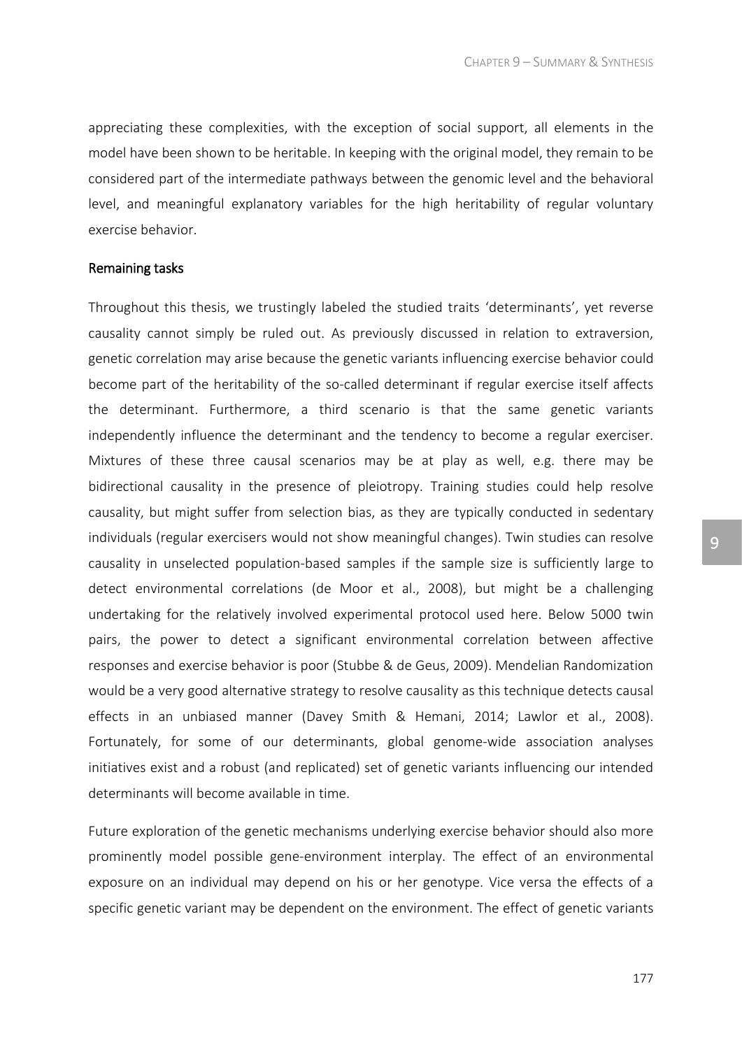appreciating these complexities, with the exception of social support, all elements in the model have been shown to be heritable. In keeping with the original model, they remain to be considered part of the intermediate pathways between the genomic level and the behavioral level, and meaningful explanatory variables for the high heritability of regular voluntary exercise behavior.

### Remaining tasks

Throughout this thesis, we trustingly labeled the studied traits 'determinants', yet reverse causality cannot simply be ruled out. As previously discussed in relation to extraversion, genetic correlation may arise because the genetic variants influencing exercise behavior could become part of the heritability of the so-called determinant if regular exercise itself affects the determinant. Furthermore, a third scenario is that the same genetic variants independently influence the determinant and the tendency to become a regular exerciser. Mixtures of these three causal scenarios may be at play as well, e.g. there may be bidirectional causality in the presence of pleiotropy. Training studies could help resolve causality, but might suffer from selection bias, as they are typically conducted in sedentary individuals (regular exercisers would not show meaningful changes). Twin studies can resolve causality in unselected population-based samples if the sample size is sufficiently large to detect environmental correlations (de Moor et al., 2008), but might be a challenging undertaking for the relatively involved experimental protocol used here. Below 5000 twin pairs, the power to detect a significant environmental correlation between affective responses and exercise behavior is poor (Stubbe & de Geus, 2009). Mendelian Randomization would be a very good alternative strategy to resolve causality as this technique detects causal effects in an unbiased manner (Davey Smith & Hemani, 2014; Lawlor et al., 2008). Fortunately, for some of our determinants, global genome-wide association analyses initiatives exist and a robust (and replicated) set of genetic variants influencing our intended determinants will become available in time.

Future exploration of the genetic mechanisms underlying exercise behavior should also more prominently model possible gene-environment interplay. The effect of an environmental exposure on an individual may depend on his or her genotype. Vice versa the effects of a specific genetic variant may be dependent on the environment. The effect of genetic variants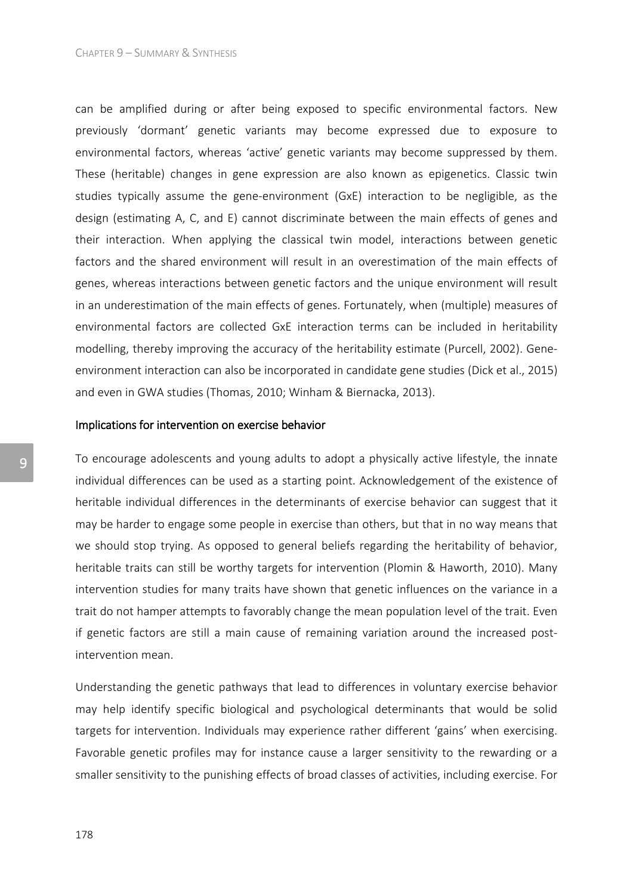can be amplified during or after being exposed to specific environmental factors. New previously 'dormant' genetic variants may become expressed due to exposure to environmental factors, whereas 'active' genetic variants may become suppressed by them. These (heritable) changes in gene expression are also known as epigenetics. Classic twin studies typically assume the gene-environment (GxE) interaction to be negligible, as the design (estimating A, C, and E) cannot discriminate between the main effects of genes and their interaction. When applying the classical twin model, interactions between genetic factors and the shared environment will result in an overestimation of the main effects of genes, whereas interactions between genetic factors and the unique environment will result in an underestimation of the main effects of genes. Fortunately, when (multiple) measures of environmental factors are collected GxE interaction terms can be included in heritability modelling, thereby improving the accuracy of the heritability estimate (Purcell, 2002). Gene-environment interaction can also be incorporated in candidate gene studies (Dick et al., 2015) and even in GWA studies (Thomas, 2010; Winham & Biernacka, 2013).

## Implications for intervention on exercise behavior

To encourage adolescents and young adults to adopt a physically active lifestyle, the innate individual differences can be used as a starting point. Acknowledgement of the existence of heritable individual differences in the determinants of exercise behavior can suggest that it may be harder to engage some people in exercise than others, but that in no way means that we should stop trying. As opposed to general beliefs regarding the heritability of behavior, heritable traits can still be worthy targets for intervention (Plomin & Haworth, 2010). Many intervention studies for many traits have shown that genetic influences on the variance in a trait do not hamper attempts to favorably change the mean population level of the trait. Even if genetic factors are still a main cause of remaining variation around the increased post-intervention mean.

Understanding the genetic pathways that lead to differences in voluntary exercise behavior may help identify specific biological and psychological determinants that would be solid targets for intervention. Individuals may experience rather different 'gains' when exercising. Favorable genetic profiles may for instance cause a larger sensitivity to the rewarding or a smaller sensitivity to the punishing effects of broad classes of activities, including exercise. For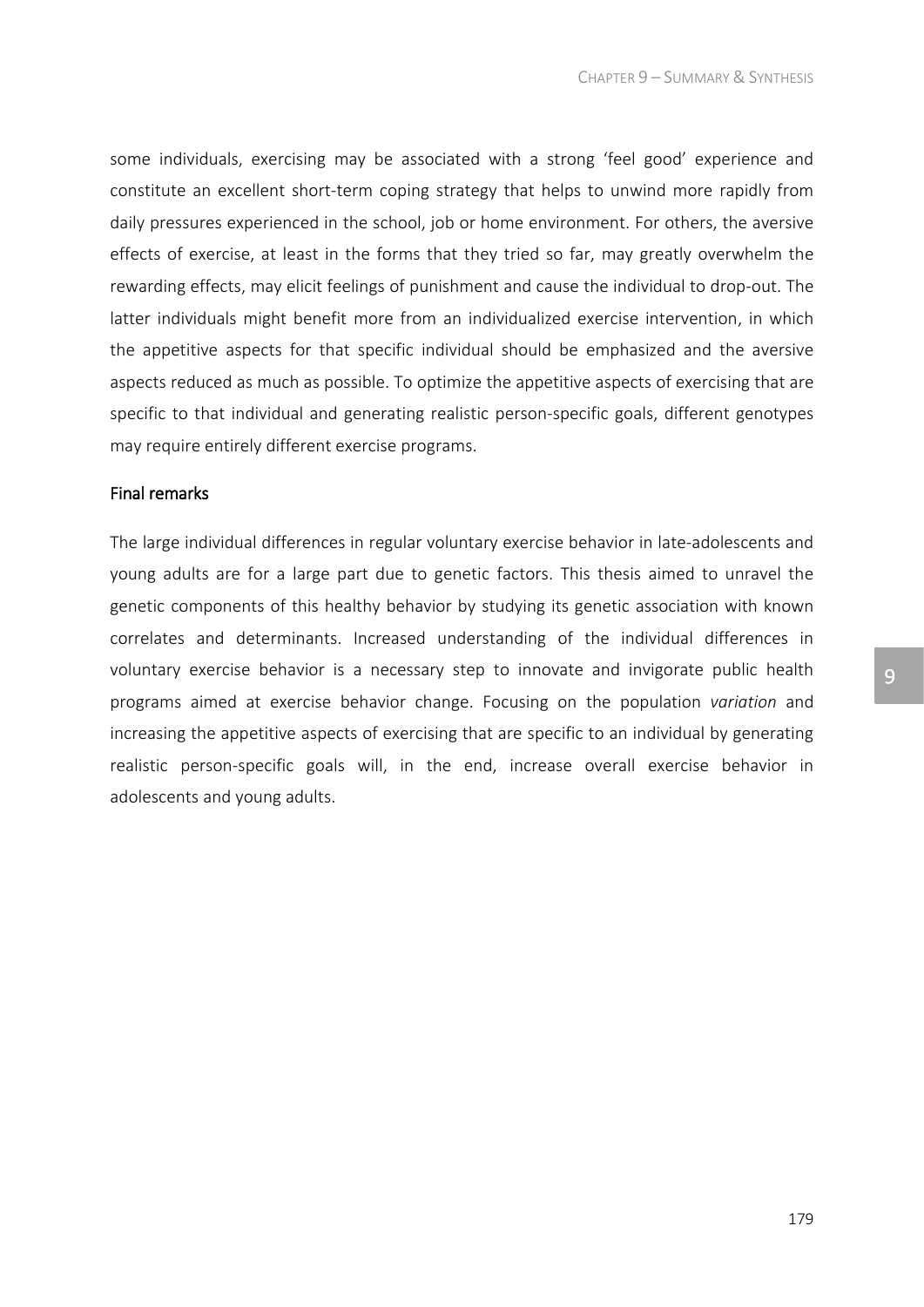some individuals, exercising may be associated with a strong 'feel good' experience and constitute an excellent short-term coping strategy that helps to unwind more rapidly from daily pressures experienced in the school, job or home environment. For others, the aversive effects of exercise, at least in the forms that they tried so far, may greatly overwhelm the rewarding effects, may elicit feelings of punishment and cause the individual to drop-out. The latter individuals might benefit more from an individualized exercise intervention, in which the appetitive aspects for that specific individual should be emphasized and the aversive aspects reduced as much as possible. To optimize the appetitive aspects of exercising that are specific to that individual and generating realistic person-specific goals, different genotypes may require entirely different exercise programs.

### Final remarks

The large individual differences in regular voluntary exercise behavior in late-adolescents and young adults are for a large part due to genetic factors. This thesis aimed to unravel the genetic components of this healthy behavior by studying its genetic association with known correlates and determinants. Increased understanding of the individual differences in voluntary exercise behavior is a necessary step to innovate and invigorate public health programs aimed at exercise behavior change. Focusing on the population *variation* and increasing the appetitive aspects of exercising that are specific to an individual by generating realistic person-specific goals will, in the end, increase overall exercise behavior in adolescents and young adults.